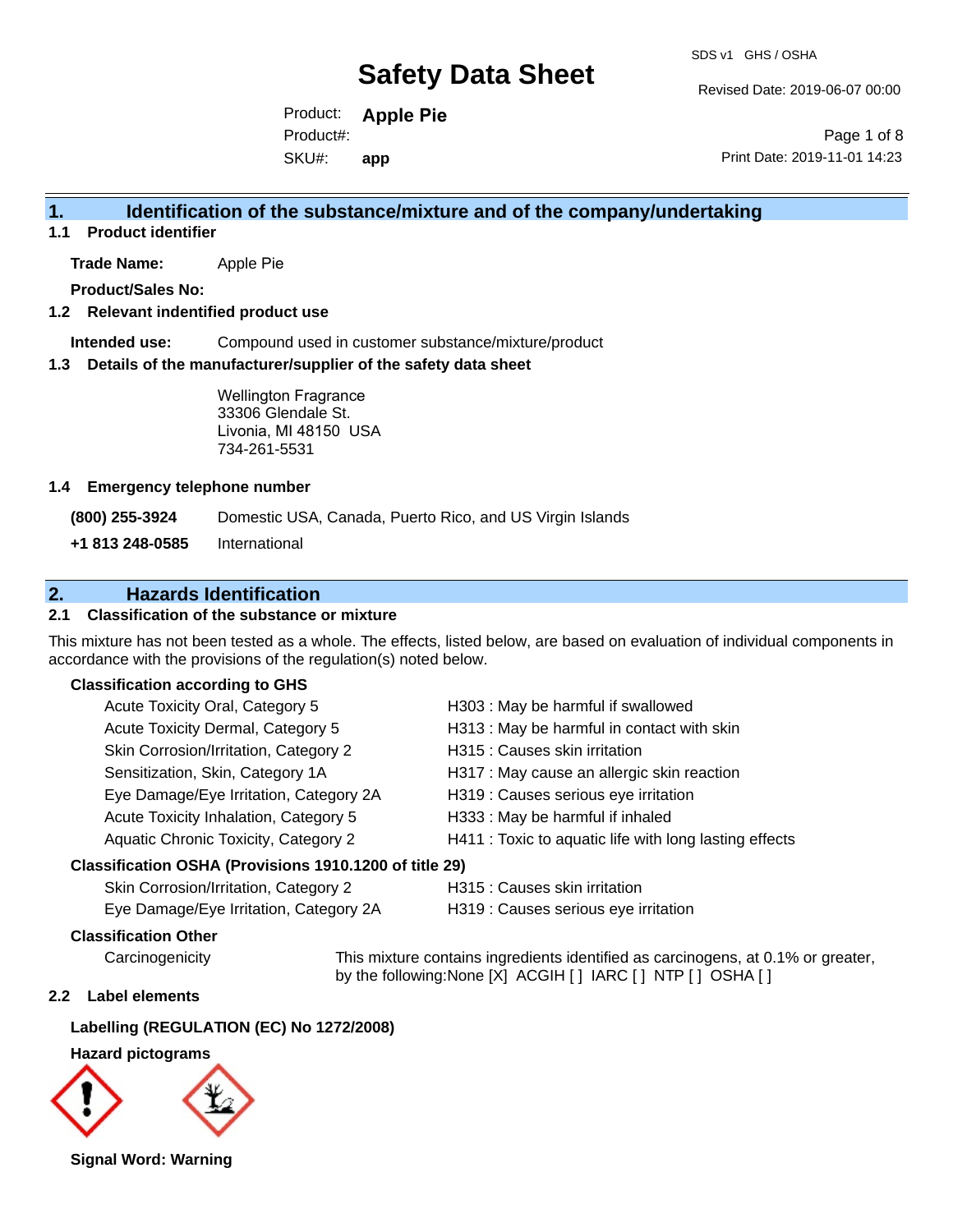# Safety Data Sheet

SDS v1 GHS / OSHA

Revised Date: 2019-06-07 00:00

Product: **Apple Pie**
Product#:
SKU#: **app**

Print Date: 2019-11-01 14:23

## 1. Identification of the substance/mixture and of the company/undertaking

### 1.1 Product identifier

**Trade Name:** Apple Pie

**Product/Sales No:**

### 1.2 Relevant indentified product use

**Intended use:** Compound used in customer substance/mixture/product

### 1.3 Details of the manufacturer/supplier of the safety data sheet

Wellington Fragrance
33306 Glendale St.
Livonia, MI 48150 USA
734-261-5531

### 1.4 Emergency telephone number

**(800) 255-3924** Domestic USA, Canada, Puerto Rico, and US Virgin Islands

**+1 813 248-0585** International

## 2. Hazards Identification

### 2.1 Classification of the substance or mixture

This mixture has not been tested as a whole. The effects, listed below, are based on evaluation of individual components in accordance with the provisions of the regulation(s) noted below.

**Classification according to GHS**

| | |
|---|---|
| Acute Toxicity Oral, Category 5 | H303 : May be harmful if swallowed |
| Acute Toxicity Dermal, Category 5 | H313 : May be harmful in contact with skin |
| Skin Corrosion/Irritation, Category 2 | H315 : Causes skin irritation |
| Sensitization, Skin, Category 1A | H317 : May cause an allergic skin reaction |
| Eye Damage/Eye Irritation, Category 2A | H319 : Causes serious eye irritation |
| Acute Toxicity Inhalation, Category 5 | H333 : May be harmful if inhaled |
| Aquatic Chronic Toxicity, Category 2 | H411 : Toxic to aquatic life with long lasting effects |

**Classification OSHA (Provisions 1910.1200 of title 29)**

| | |
|---|---|
| Skin Corrosion/Irritation, Category 2 | H315 : Causes skin irritation |
| Eye Damage/Eye Irritation, Category 2A | H319 : Causes serious eye irritation |

**Classification Other**

Carcinogenicity: This mixture contains ingredients identified as carcinogens, at 0.1% or greater, by the following:None [X] ACGIH [ ] IARC [ ] NTP [ ] OSHA [ ]

### 2.2 Label elements

**Labelling (REGULATION (EC) No 1272/2008)**

**Hazard pictograms**

**Signal Word: Warning**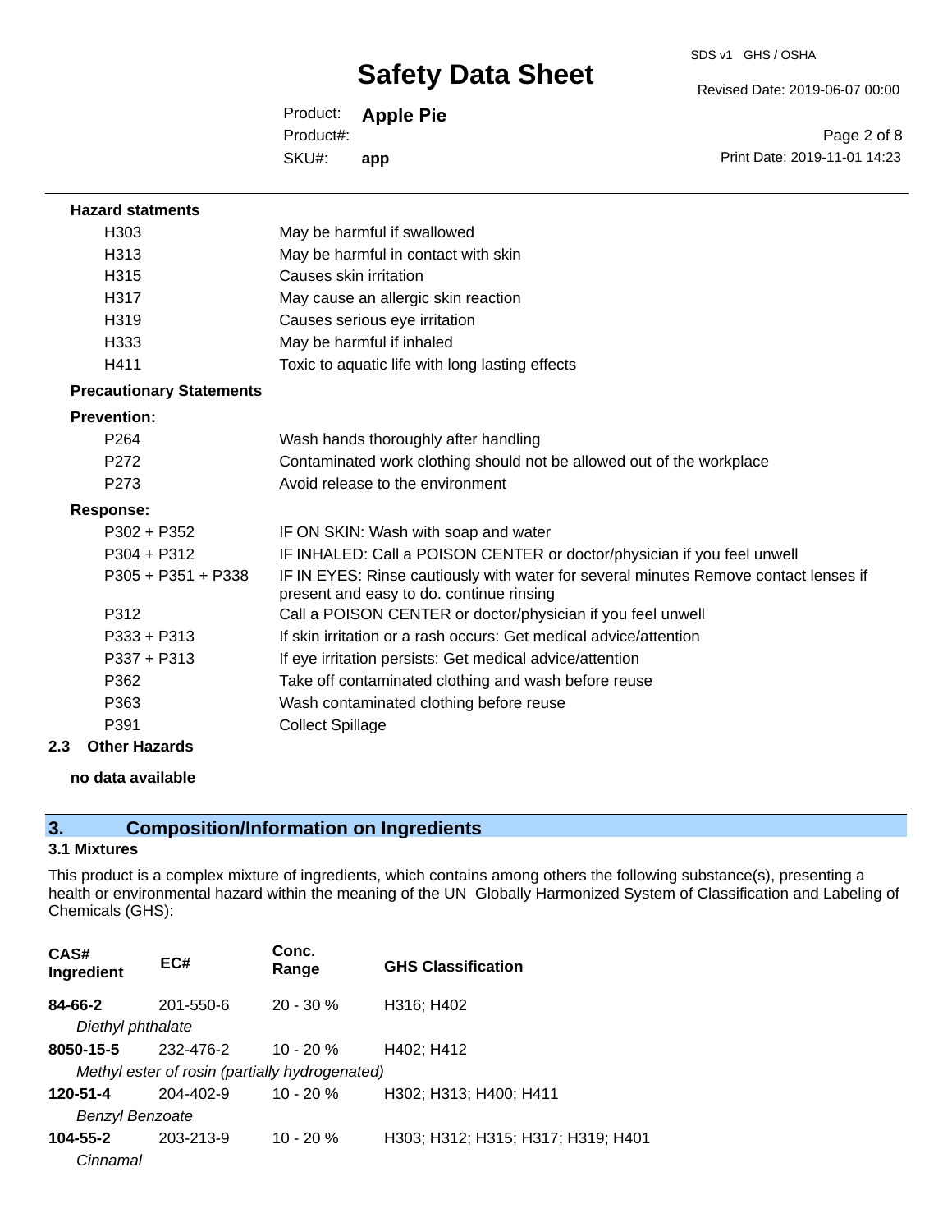**Hazard statments**

| | |
|---|---|
| H303 | May be harmful if swallowed |
| H313 | May be harmful in contact with skin |
| H315 | Causes skin irritation |
| H317 | May cause an allergic skin reaction |
| H319 | Causes serious eye irritation |
| H333 | May be harmful if inhaled |
| H411 | Toxic to aquatic life with long lasting effects |

**Precautionary Statements**

**Prevention:**

| | |
|---|---|
| P264 | Wash hands thoroughly after handling |
| P272 | Contaminated work clothing should not be allowed out of the workplace |
| P273 | Avoid release to the environment |

**Response:**

| | |
|---|---|
| P302 + P352 | IF ON SKIN: Wash with soap and water |
| P304 + P312 | IF INHALED: Call a POISON CENTER or doctor/physician if you feel unwell |
| P305 + P351 + P338 | IF IN EYES: Rinse cautiously with water for several minutes Remove contact lenses if present and easy to do. continue rinsing |
| P312 | Call a POISON CENTER or doctor/physician if you feel unwell |
| P333 + P313 | If skin irritation or a rash occurs: Get medical advice/attention |
| P337 + P313 | If eye irritation persists: Get medical advice/attention |
| P362 | Take off contaminated clothing and wash before reuse |
| P363 | Wash contaminated clothing before reuse |
| P391 | Collect Spillage |

**2.3 Other Hazards**

**no data available**

## 3. Composition/Information on Ingredients

### 3.1 Mixtures

This product is a complex mixture of ingredients, which contains among others the following substance(s), presenting a health or environmental hazard within the meaning of the UN Globally Harmonized System of Classification and Labeling of Chemicals (GHS):

| CAS# Ingredient | EC# | Conc. Range | GHS Classification |
|---|---|---|---|
| **84-66-2** | 201-550-6 | 20 - 30 % | H316; H402 |
| *Diethyl phthalate* | | | |
| **8050-15-5** | 232-476-2 | 10 - 20 % | H402; H412 |
| *Methyl ester of rosin (partially hydrogenated)* | | | |
| **120-51-4** | 204-402-9 | 10 - 20 % | H302; H313; H400; H411 |
| *Benzyl Benzoate* | | | |
| **104-55-2** | 203-213-9 | 10 - 20 % | H303; H312; H315; H317; H319; H401 |
| *Cinnamal* | | | |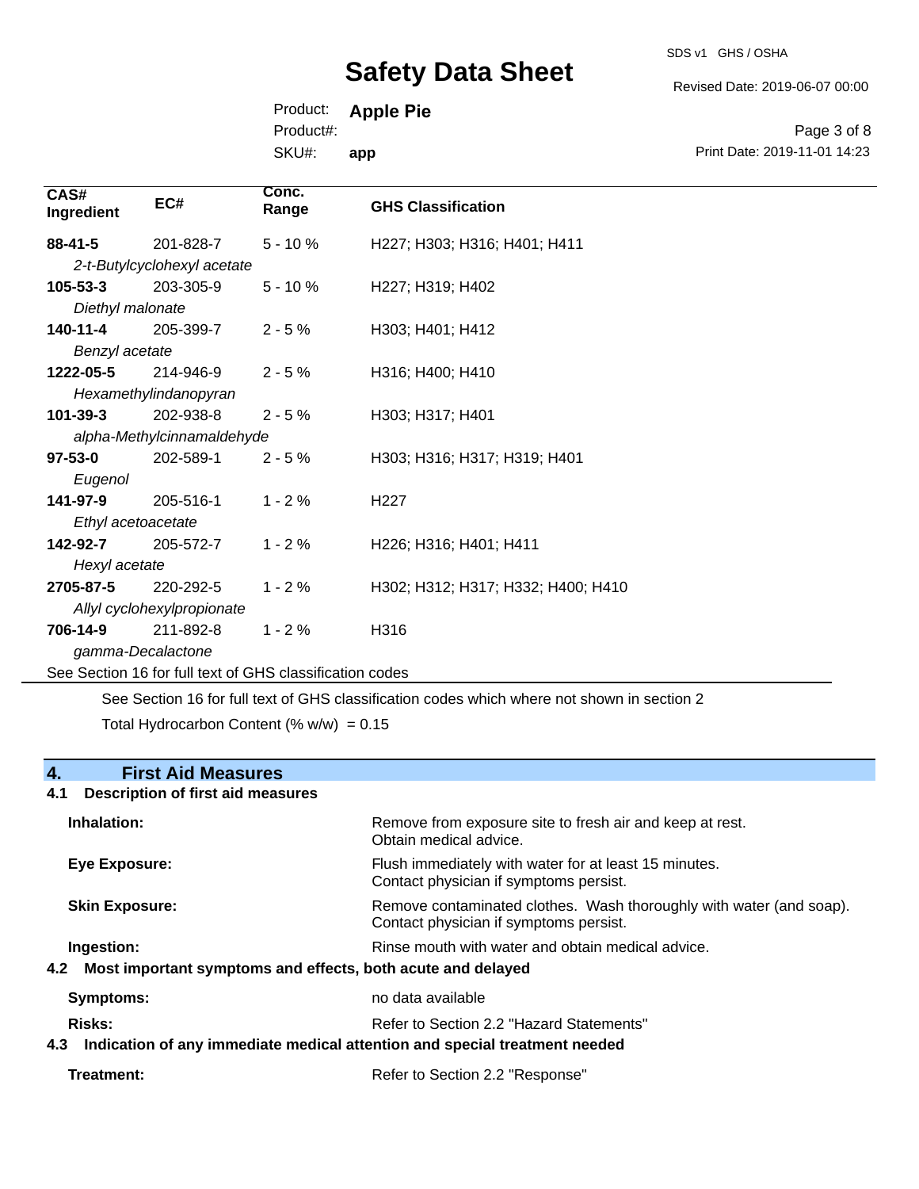| CAS# Ingredient | EC# | Conc. Range | GHS Classification |
|---|---|---|---|
| **88-41-5** | 201-828-7 | 5 - 10 % | H227; H303; H316; H401; H411 |
| *2-t-Butylcyclohexyl acetate* | | | |
| **105-53-3** | 203-305-9 | 5 - 10 % | H227; H319; H402 |
| *Diethyl malonate* | | | |
| **140-11-4** | 205-399-7 | 2 - 5 % | H303; H401; H412 |
| *Benzyl acetate* | | | |
| **1222-05-5** | 214-946-9 | 2 - 5 % | H316; H400; H410 |
| *Hexamethylindanopyran* | | | |
| **101-39-3** | 202-938-8 | 2 - 5 % | H303; H317; H401 |
| *alpha-Methylcinnamaldehyde* | | | |
| **97-53-0** | 202-589-1 | 2 - 5 % | H303; H316; H317; H319; H401 |
| *Eugenol* | | | |
| **141-97-9** | 205-516-1 | 1 - 2 % | H227 |
| *Ethyl acetoacetate* | | | |
| **142-92-7** | 205-572-7 | 1 - 2 % | H226; H316; H401; H411 |
| *Hexyl acetate* | | | |
| **2705-87-5** | 220-292-5 | 1 - 2 % | H302; H312; H317; H332; H400; H410 |
| *Allyl cyclohexylpropionate* | | | |
| **706-14-9** | 211-892-8 | 1 - 2 % | H316 |
| *gamma-Decalactone* | | | |

See Section 16 for full text of GHS classification codes

See Section 16 for full text of GHS classification codes which where not shown in section 2

Total Hydrocarbon Content (% w/w) = 0.15

## 4. First Aid Measures

### 4.1 Description of first aid measures

**Inhalation:** Remove from exposure site to fresh air and keep at rest. Obtain medical advice.

**Eye Exposure:** Flush immediately with water for at least 15 minutes. Contact physician if symptoms persist.

**Skin Exposure:** Remove contaminated clothes. Wash thoroughly with water (and soap). Contact physician if symptoms persist.

**Ingestion:** Rinse mouth with water and obtain medical advice.

### 4.2 Most important symptoms and effects, both acute and delayed

**Symptoms:** no data available

**Risks:** Refer to Section 2.2 "Hazard Statements"

### 4.3 Indication of any immediate medical attention and special treatment needed

**Treatment:** Refer to Section 2.2 "Response"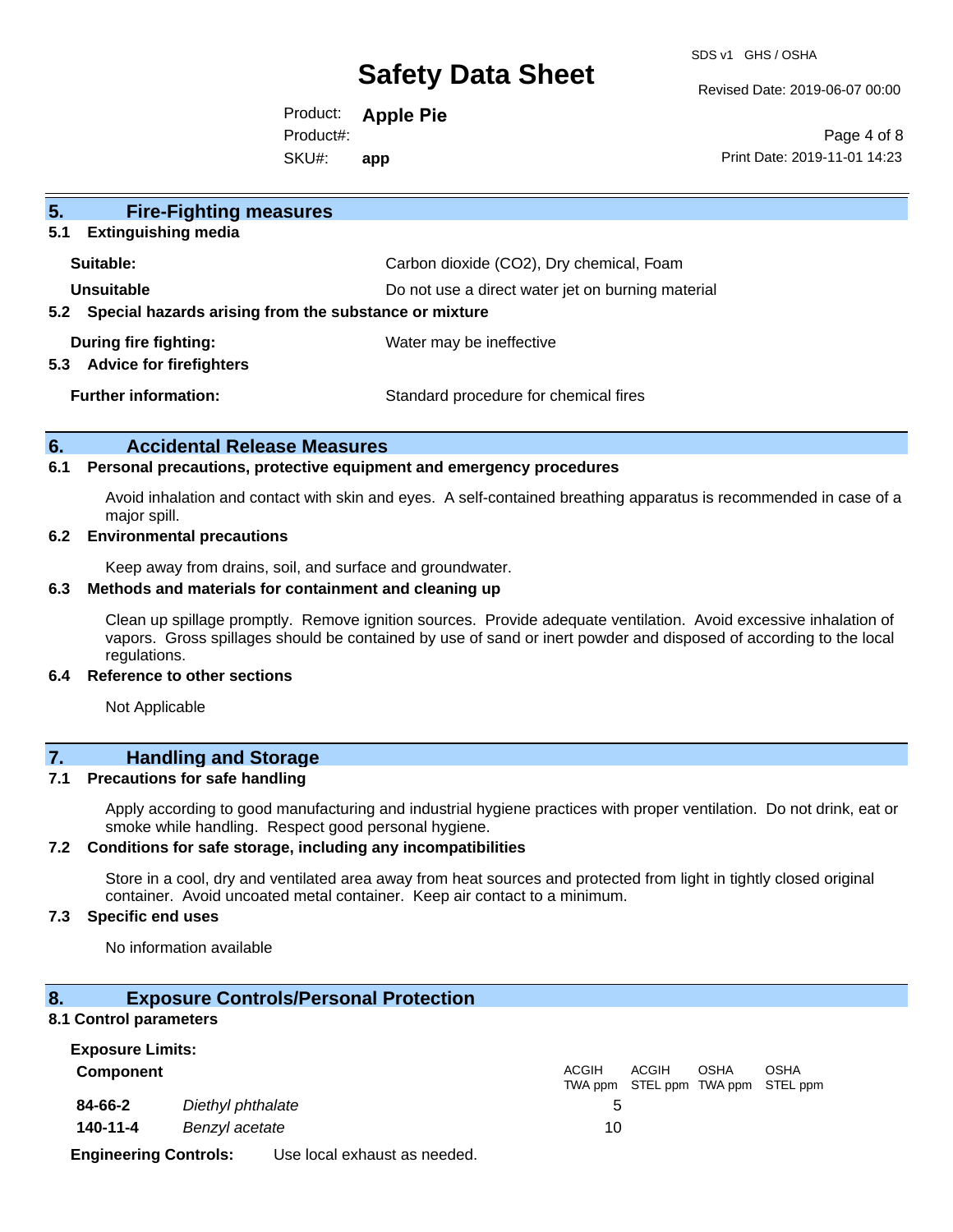## 5. Fire-Fighting measures

### 5.1 Extinguishing media

**Suitable:** Carbon dioxide ($CO_2$), Dry chemical, Foam

**Unsuitable** Do not use a direct water jet on burning material

### 5.2 Special hazards arising from the substance or mixture

**During fire fighting:** Water may be ineffective

### 5.3 Advice for firefighters

**Further information:** Standard procedure for chemical fires

## 6. Accidental Release Measures

### 6.1 Personal precautions, protective equipment and emergency procedures

Avoid inhalation and contact with skin and eyes. A self-contained breathing apparatus is recommended in case of a major spill.

### 6.2 Environmental precautions

Keep away from drains, soil, and surface and groundwater.

### 6.3 Methods and materials for containment and cleaning up

Clean up spillage promptly. Remove ignition sources. Provide adequate ventilation. Avoid excessive inhalation of vapors. Gross spillages should be contained by use of sand or inert powder and disposed of according to the local regulations.

### 6.4 Reference to other sections

Not Applicable

## 7. Handling and Storage

### 7.1 Precautions for safe handling

Apply according to good manufacturing and industrial hygiene practices with proper ventilation. Do not drink, eat or smoke while handling. Respect good personal hygiene.

### 7.2 Conditions for safe storage, including any incompatibilities

Store in a cool, dry and ventilated area away from heat sources and protected from light in tightly closed original container. Avoid uncoated metal container. Keep air contact to a minimum.

### 7.3 Specific end uses

No information available

## 8. Exposure Controls/Personal Protection

### 8.1 Control parameters

**Exposure Limits:**

| **Component** | | ACGIH TWA ppm | ACGIH STEL ppm | OSHA TWA ppm | OSHA STEL ppm |
|---|---|---|---|---|---|
| **84-66-2** | *Diethyl phthalate* | 5 | | | |
| **140-11-4** | *Benzyl acetate* | 10 | | | |

**Engineering Controls:** Use local exhaust as needed.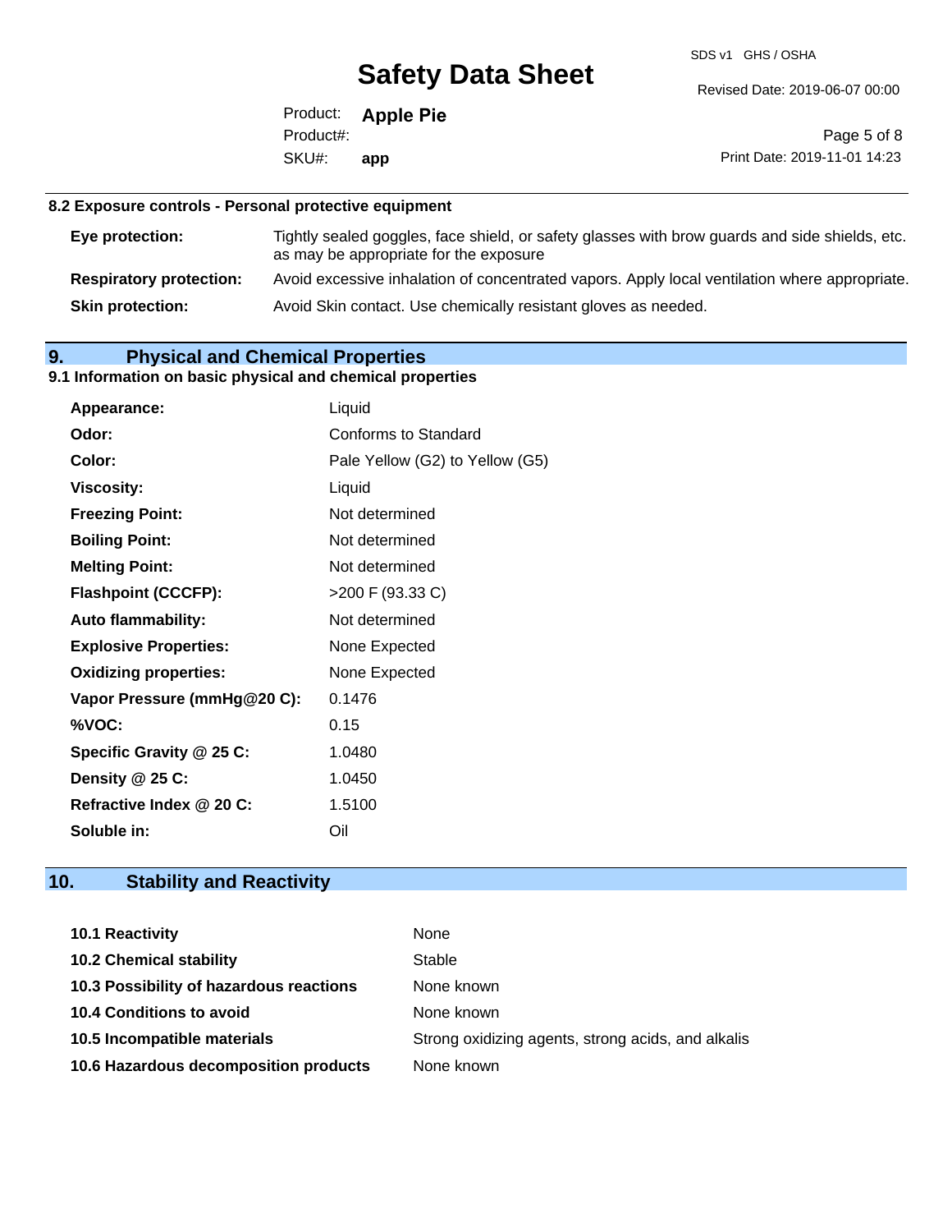### 8.2 Exposure controls - Personal protective equipment

| | |
|---|---|
| **Eye protection:** | Tightly sealed goggles, face shield, or safety glasses with brow guards and side shields, etc. as may be appropriate for the exposure |
| **Respiratory protection:** | Avoid excessive inhalation of concentrated vapors. Apply local ventilation where appropriate. |
| **Skin protection:** | Avoid Skin contact. Use chemically resistant gloves as needed. |

## 9. Physical and Chemical Properties

### 9.1 Information on basic physical and chemical properties

| | |
|---|---|
| **Appearance:** | Liquid |
| **Odor:** | Conforms to Standard |
| **Color:** | Pale Yellow (G2) to Yellow (G5) |
| **Viscosity:** | Liquid |
| **Freezing Point:** | Not determined |
| **Boiling Point:** | Not determined |
| **Melting Point:** | Not determined |
| **Flashpoint (CCCFP):** | >200 F (93.33 C) |
| **Auto flammability:** | Not determined |
| **Explosive Properties:** | None Expected |
| **Oxidizing properties:** | None Expected |
| **Vapor Pressure (mmHg@20 C):** | 0.1476 |
| **%VOC:** | 0.15 |
| **Specific Gravity @ 25 C:** | 1.0480 |
| **Density @ 25 C:** | 1.0450 |
| **Refractive Index @ 20 C:** | 1.5100 |
| **Soluble in:** | Oil |

## 10. Stability and Reactivity

| | |
|---|---|
| **10.1 Reactivity** | None |
| **10.2 Chemical stability** | Stable |
| **10.3 Possibility of hazardous reactions** | None known |
| **10.4 Conditions to avoid** | None known |
| **10.5 Incompatible materials** | Strong oxidizing agents, strong acids, and alkalis |
| **10.6 Hazardous decomposition products** | None known |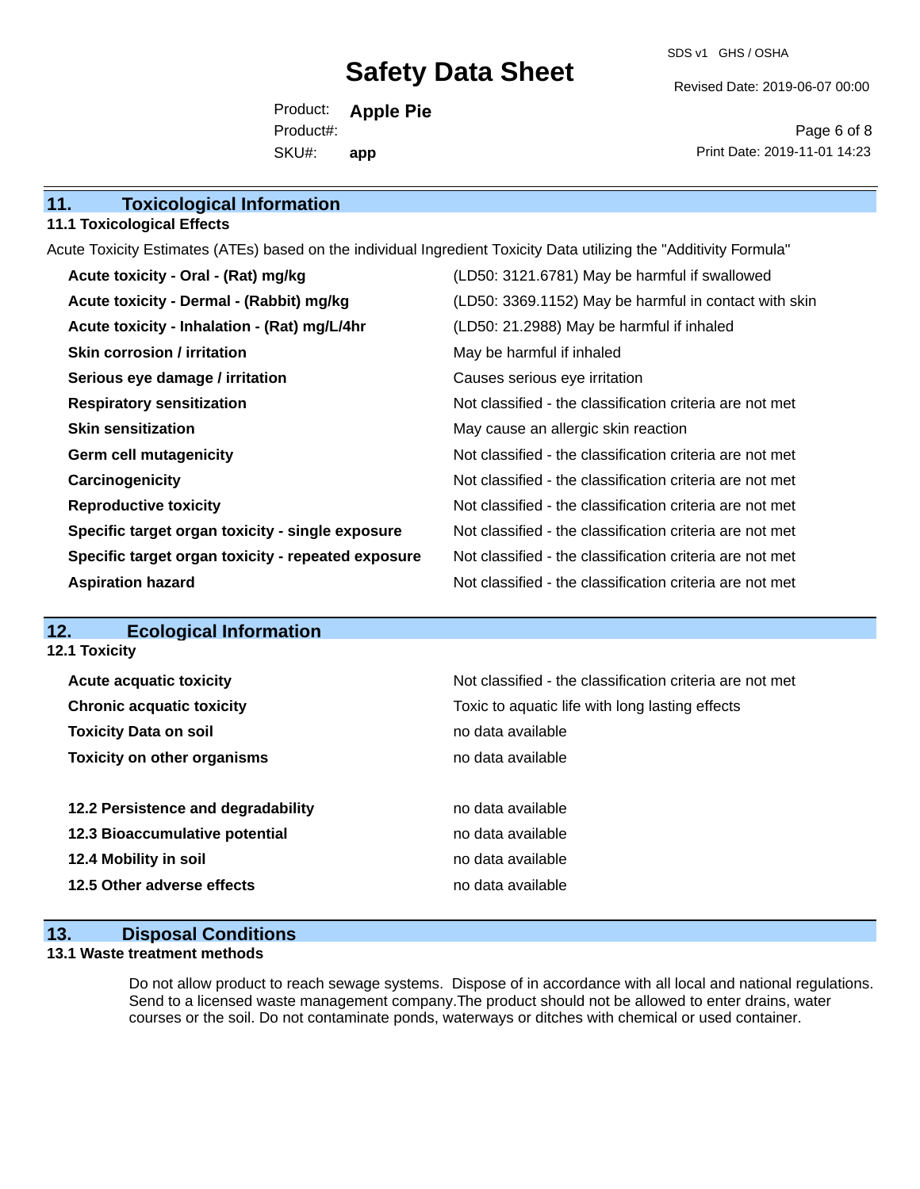## 11. Toxicological Information

### 11.1 Toxicological Effects

Acute Toxicity Estimates (ATEs) based on the individual Ingredient Toxicity Data utilizing the "Additivity Formula"

| | |
|---|---|
| **Acute toxicity - Oral - (Rat) mg/kg** | (LD50: 3121.6781) May be harmful if swallowed |
| **Acute toxicity - Dermal - (Rabbit) mg/kg** | (LD50: 3369.1152) May be harmful in contact with skin |
| **Acute toxicity - Inhalation - (Rat) mg/L/4hr** | (LD50: 21.2988) May be harmful if inhaled |
| **Skin corrosion / irritation** | May be harmful if inhaled |
| **Serious eye damage / irritation** | Causes serious eye irritation |
| **Respiratory sensitization** | Not classified - the classification criteria are not met |
| **Skin sensitization** | May cause an allergic skin reaction |
| **Germ cell mutagenicity** | Not classified - the classification criteria are not met |
| **Carcinogenicity** | Not classified - the classification criteria are not met |
| **Reproductive toxicity** | Not classified - the classification criteria are not met |
| **Specific target organ toxicity - single exposure** | Not classified - the classification criteria are not met |
| **Specific target organ toxicity - repeated exposure** | Not classified - the classification criteria are not met |
| **Aspiration hazard** | Not classified - the classification criteria are not met |

## 12. Ecological Information

### 12.1 Toxicity

| | |
|---|---|
| **Acute acquatic toxicity** | Not classified - the classification criteria are not met |
| **Chronic acquatic toxicity** | Toxic to aquatic life with long lasting effects |
| **Toxicity Data on soil** | no data available |
| **Toxicity on other organisms** | no data available |

| | |
|---|---|
| **12.2 Persistence and degradability** | no data available |
| **12.3 Bioaccumulative potential** | no data available |
| **12.4 Mobility in soil** | no data available |
| **12.5 Other adverse effects** | no data available |

## 13. Disposal Conditions

### 13.1 Waste treatment methods

Do not allow product to reach sewage systems. Dispose of in accordance with all local and national regulations. Send to a licensed waste management company.The product should not be allowed to enter drains, water courses or the soil. Do not contaminate ponds, waterways or ditches with chemical or used container.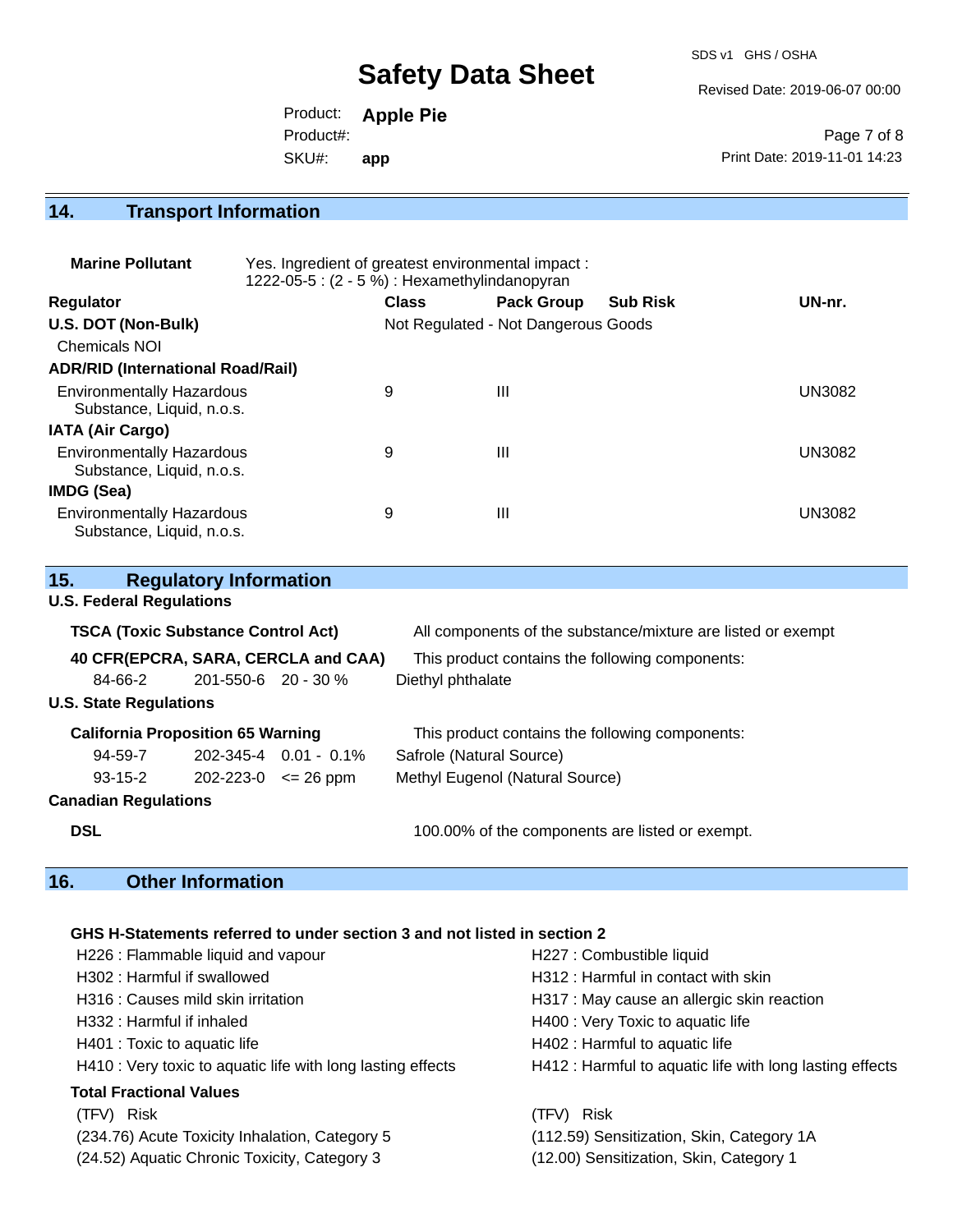## 14. Transport Information

**Marine Pollutant** Yes. Ingredient of greatest environmental impact : 1222-05-5 : (2 - 5 %) : Hexamethylindanopyran

| Regulator | Class | Pack Group | Sub Risk | UN-nr. |
|---|---|---|---|---|
| **U.S. DOT (Non-Bulk)** | Not Regulated - Not Dangerous Goods | | | |
| Chemicals NOI | | | | |
| **ADR/RID (International Road/Rail)** | | | | |
| Environmentally Hazardous Substance, Liquid, n.o.s. | 9 | III | | UN3082 |
| **IATA (Air Cargo)** | | | | |
| Environmentally Hazardous Substance, Liquid, n.o.s. | 9 | III | | UN3082 |
| **IMDG (Sea)** | | | | |
| Environmentally Hazardous Substance, Liquid, n.o.s. | 9 | III | | UN3082 |

## 15. Regulatory Information

### U.S. Federal Regulations

**TSCA (Toxic Substance Control Act)** All components of the substance/mixture are listed or exempt

**40 CFR(EPCRA, SARA, CERCLA and CAA)** This product contains the following components:

| | | | |
|---|---|---|---|
| 84-66-2 | 201-550-6 | 20 - 30 % | Diethyl phthalate |

### U.S. State Regulations

**California Proposition 65 Warning** This product contains the following components:

| | | | |
|---|---|---|---|
| 94-59-7 | 202-345-4 | 0.01 - 0.1% | Safrole (Natural Source) |
| 93-15-2 | 202-223-0 | <= 26 ppm | Methyl Eugenol (Natural Source) |

### Canadian Regulations

**DSL** 100.00% of the components are listed or exempt.

## 16. Other Information

**GHS H-Statements referred to under section 3 and not listed in section 2**

H226 : Flammable liquid and vapour
H227 : Combustible liquid
H302 : Harmful if swallowed
H312 : Harmful in contact with skin
H316 : Causes mild skin irritation
H317 : May cause an allergic skin reaction
H332 : Harmful if inhaled
H400 : Very Toxic to aquatic life
H401 : Toxic to aquatic life
H402 : Harmful to aquatic life
H410 : Very toxic to aquatic life with long lasting effects
H412 : Harmful to aquatic life with long lasting effects

**Total Fractional Values**

| (TFV) Risk | (TFV) Risk |
|---|---|
| (234.76) Acute Toxicity Inhalation, Category 5 | (112.59) Sensitization, Skin, Category 1A |
| (24.52) Aquatic Chronic Toxicity, Category 3 | (12.00) Sensitization, Skin, Category 1 |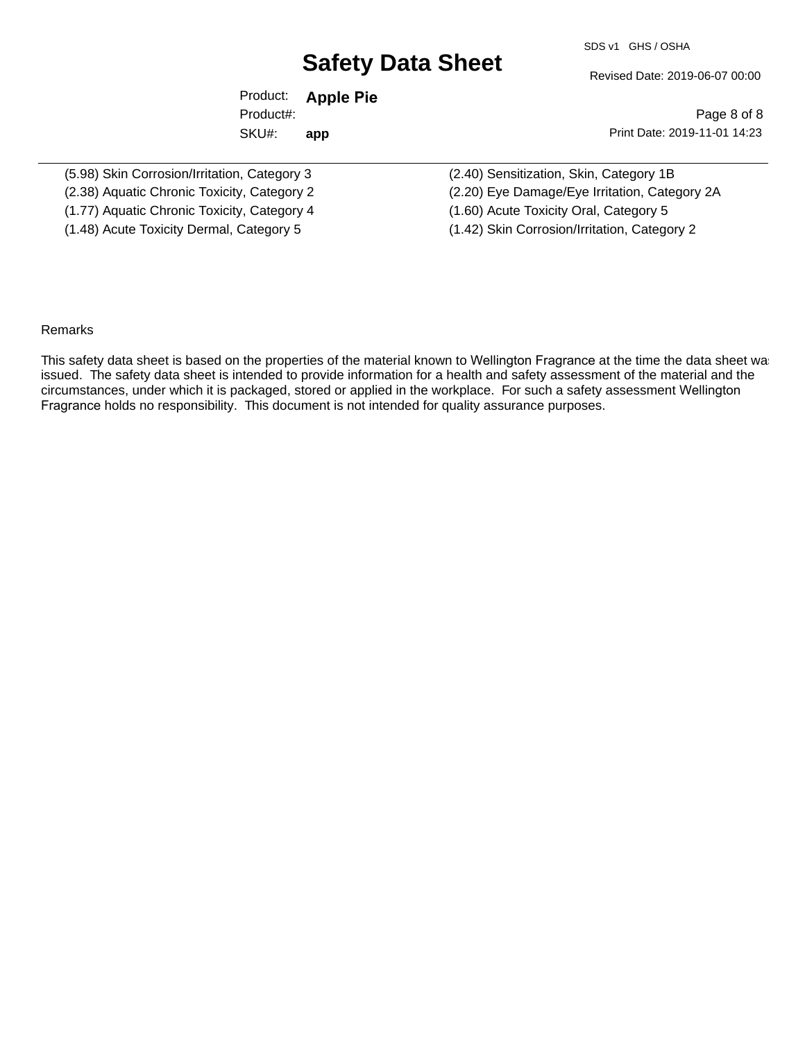(5.98) Skin Corrosion/Irritation, Category 3

(2.40) Sensitization, Skin, Category 1B

(2.38) Aquatic Chronic Toxicity, Category 2

(2.20) Eye Damage/Eye Irritation, Category 2A

(1.77) Aquatic Chronic Toxicity, Category 4

(1.60) Acute Toxicity Oral, Category 5

(1.48) Acute Toxicity Dermal, Category 5

(1.42) Skin Corrosion/Irritation, Category 2

Remarks

This safety data sheet is based on the properties of the material known to Wellington Fragrance at the time the data sheet was issued. The safety data sheet is intended to provide information for a health and safety assessment of the material and the circumstances, under which it is packaged, stored or applied in the workplace. For such a safety assessment Wellington Fragrance holds no responsibility. This document is not intended for quality assurance purposes.